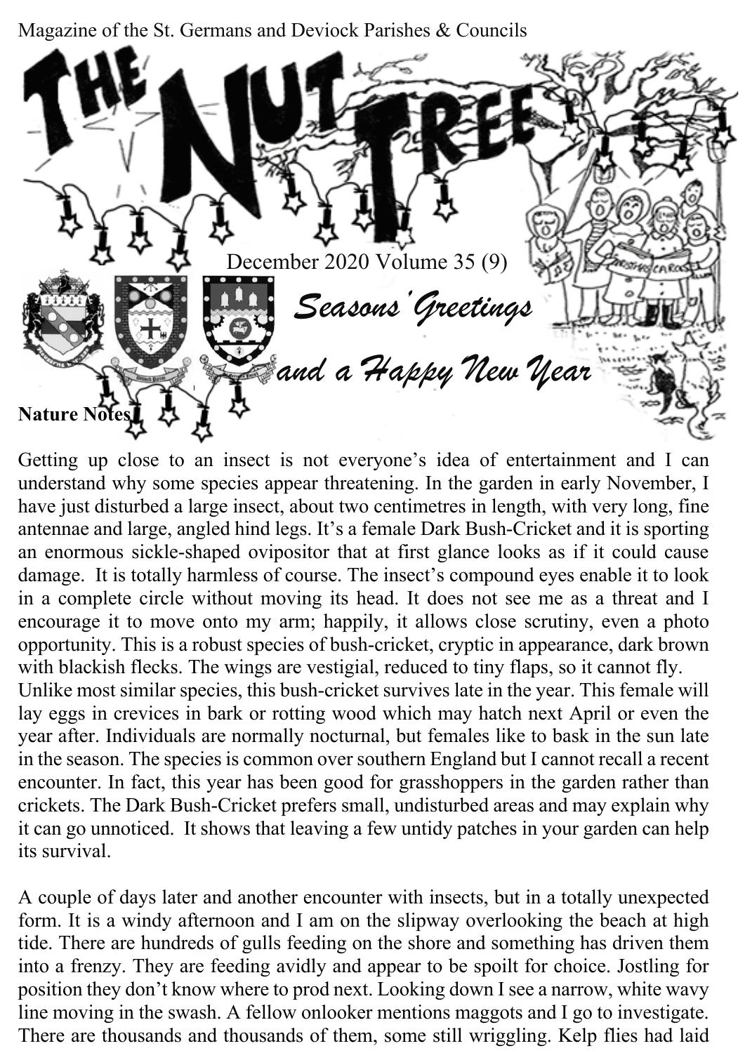Magazine of the St. Germans and Deviock Parishes & Councils

# THE NUT TREE

December 2020 Volume 35 (9)

*Seasons' Greetings and a Happy New Year*

## Nature Notes

Getting up close to an insect is not everyone's idea of entertainment and I can understand why some species appear threatening. In the garden in early November, I have just disturbed a large insect, about two centimetres in length, with very long, fine antennae and large, angled hind legs. It's a female Dark Bush-Cricket and it is sporting an enormous sickle-shaped ovipositor that at first glance looks as if it could cause damage. It is totally harmless of course. The insect's compound eyes enable it to look in a complete circle without moving its head. It does not see me as a threat and I encourage it to move onto my arm; happily, it allows close scrutiny, even a photo opportunity. This is a robust species of bush-cricket, cryptic in appearance, dark brown with blackish flecks. The wings are vestigial, reduced to tiny flaps, so it cannot fly.
Unlike most similar species, this bush-cricket survives late in the year. This female will lay eggs in crevices in bark or rotting wood which may hatch next April or even the year after. Individuals are normally nocturnal, but females like to bask in the sun late in the season. The species is common over southern England but I cannot recall a recent encounter. In fact, this year has been good for grasshoppers in the garden rather than crickets. The Dark Bush-Cricket prefers small, undisturbed areas and may explain why it can go unnoticed. It shows that leaving a few untidy patches in your garden can help its survival.

A couple of days later and another encounter with insects, but in a totally unexpected form. It is a windy afternoon and I am on the slipway overlooking the beach at high tide. There are hundreds of gulls feeding on the shore and something has driven them into a frenzy. They are feeding avidly and appear to be spoilt for choice. Jostling for position they don't know where to prod next. Looking down I see a narrow, white wavy line moving in the swash. A fellow onlooker mentions maggots and I go to investigate. There are thousands and thousands of them, some still wriggling. Kelp flies had laid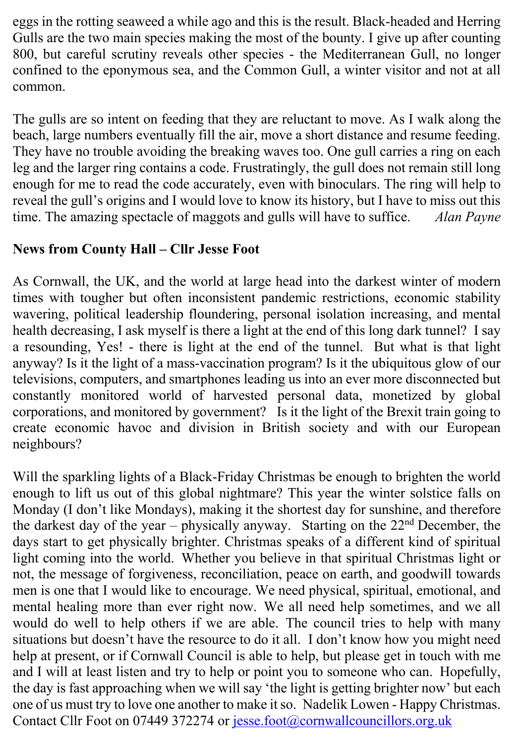eggs in the rotting seaweed a while ago and this is the result. Black-headed and Herring Gulls are the two main species making the most of the bounty. I give up after counting 800, but careful scrutiny reveals other species - the Mediterranean Gull, no longer confined to the eponymous sea, and the Common Gull, a winter visitor and not at all common.

The gulls are so intent on feeding that they are reluctant to move. As I walk along the beach, large numbers eventually fill the air, move a short distance and resume feeding. They have no trouble avoiding the breaking waves too. One gull carries a ring on each leg and the larger ring contains a code. Frustratingly, the gull does not remain still long enough for me to read the code accurately, even with binoculars. The ring will help to reveal the gull's origins and I would love to know its history, but I have to miss out this time. The amazing spectacle of maggots and gulls will have to suffice. *Alan Payne*

**News from County Hall – Cllr Jesse Foot**

As Cornwall, the UK, and the world at large head into the darkest winter of modern times with tougher but often inconsistent pandemic restrictions, economic stability wavering, political leadership floundering, personal isolation increasing, and mental health decreasing, I ask myself is there a light at the end of this long dark tunnel? I say a resounding, Yes! - there is light at the end of the tunnel. But what is that light anyway? Is it the light of a mass-vaccination program? Is it the ubiquitous glow of our televisions, computers, and smartphones leading us into an ever more disconnected but constantly monitored world of harvested personal data, monetized by global corporations, and monitored by government? Is it the light of the Brexit train going to create economic havoc and division in British society and with our European neighbours?

Will the sparkling lights of a Black-Friday Christmas be enough to brighten the world enough to lift us out of this global nightmare? This year the winter solstice falls on Monday (I don't like Mondays), making it the shortest day for sunshine, and therefore the darkest day of the year – physically anyway. Starting on the 22nd December, the days start to get physically brighter. Christmas speaks of a different kind of spiritual light coming into the world. Whether you believe in that spiritual Christmas light or not, the message of forgiveness, reconciliation, peace on earth, and goodwill towards men is one that I would like to encourage. We need physical, spiritual, emotional, and mental healing more than ever right now. We all need help sometimes, and we all would do well to help others if we are able. The council tries to help with many situations but doesn't have the resource to do it all. I don't know how you might need help at present, or if Cornwall Council is able to help, but please get in touch with me and I will at least listen and try to help or point you to someone who can. Hopefully, the day is fast approaching when we will say 'the light is getting brighter now' but each one of us must try to love one another to make it so. Nadelik Lowen - Happy Christmas. Contact Cllr Foot on 07449 372274 or jesse.foot@cornwallcouncillors.org.uk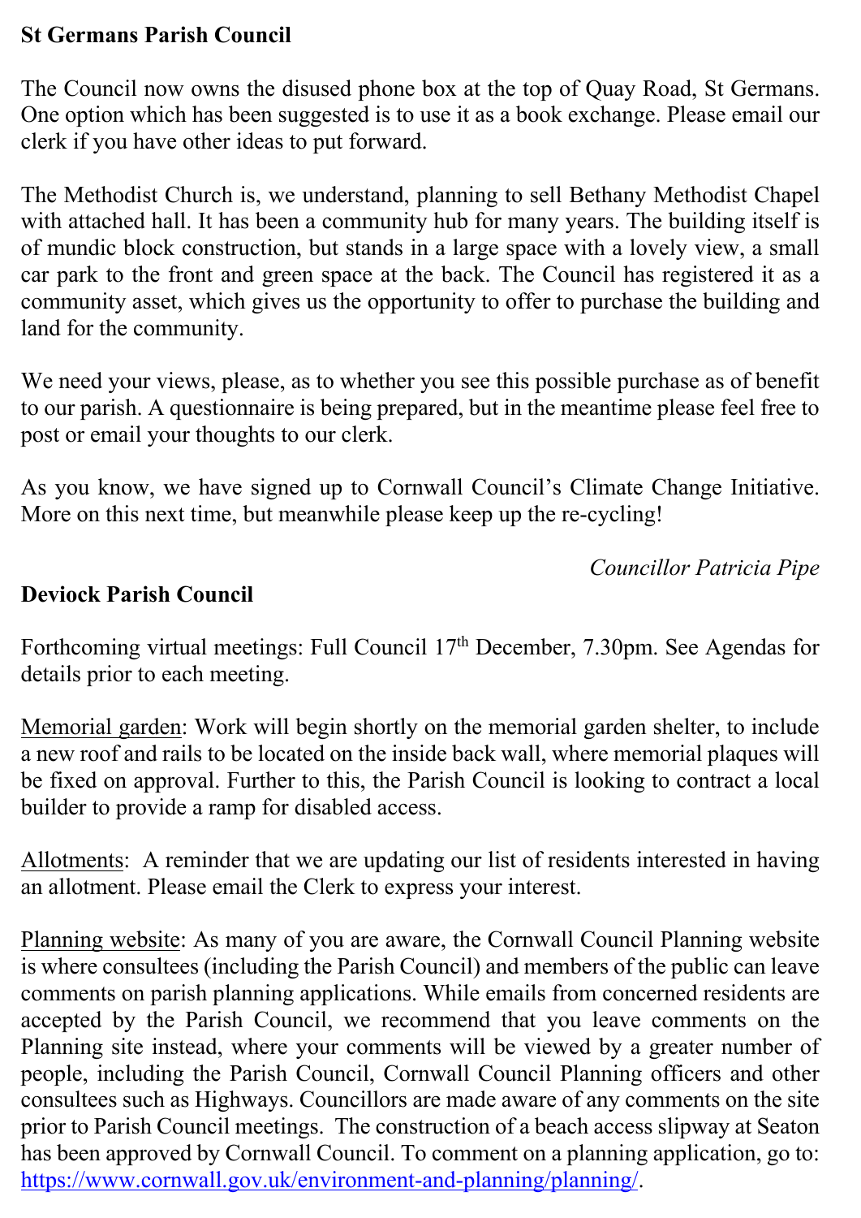**St Germans Parish Council**

The Council now owns the disused phone box at the top of Quay Road, St Germans. One option which has been suggested is to use it as a book exchange. Please email our clerk if you have other ideas to put forward.

The Methodist Church is, we understand, planning to sell Bethany Methodist Chapel with attached hall. It has been a community hub for many years. The building itself is of mundic block construction, but stands in a large space with a lovely view, a small car park to the front and green space at the back. The Council has registered it as a community asset, which gives us the opportunity to offer to purchase the building and land for the community.

We need your views, please, as to whether you see this possible purchase as of benefit to our parish. A questionnaire is being prepared, but in the meantime please feel free to post or email your thoughts to our clerk.

As you know, we have signed up to Cornwall Council's Climate Change Initiative. More on this next time, but meanwhile please keep up the re-cycling!

*Councillor Patricia Pipe*

**Deviock Parish Council**

Forthcoming virtual meetings: Full Council 17th December, 7.30pm. See Agendas for details prior to each meeting.

Memorial garden: Work will begin shortly on the memorial garden shelter, to include a new roof and rails to be located on the inside back wall, where memorial plaques will be fixed on approval. Further to this, the Parish Council is looking to contract a local builder to provide a ramp for disabled access.

Allotments: A reminder that we are updating our list of residents interested in having an allotment. Please email the Clerk to express your interest.

Planning website: As many of you are aware, the Cornwall Council Planning website is where consultees (including the Parish Council) and members of the public can leave comments on parish planning applications. While emails from concerned residents are accepted by the Parish Council, we recommend that you leave comments on the Planning site instead, where your comments will be viewed by a greater number of people, including the Parish Council, Cornwall Council Planning officers and other consultees such as Highways. Councillors are made aware of any comments on the site prior to Parish Council meetings. The construction of a beach access slipway at Seaton has been approved by Cornwall Council. To comment on a planning application, go to: https://www.cornwall.gov.uk/environment-and-planning/planning/.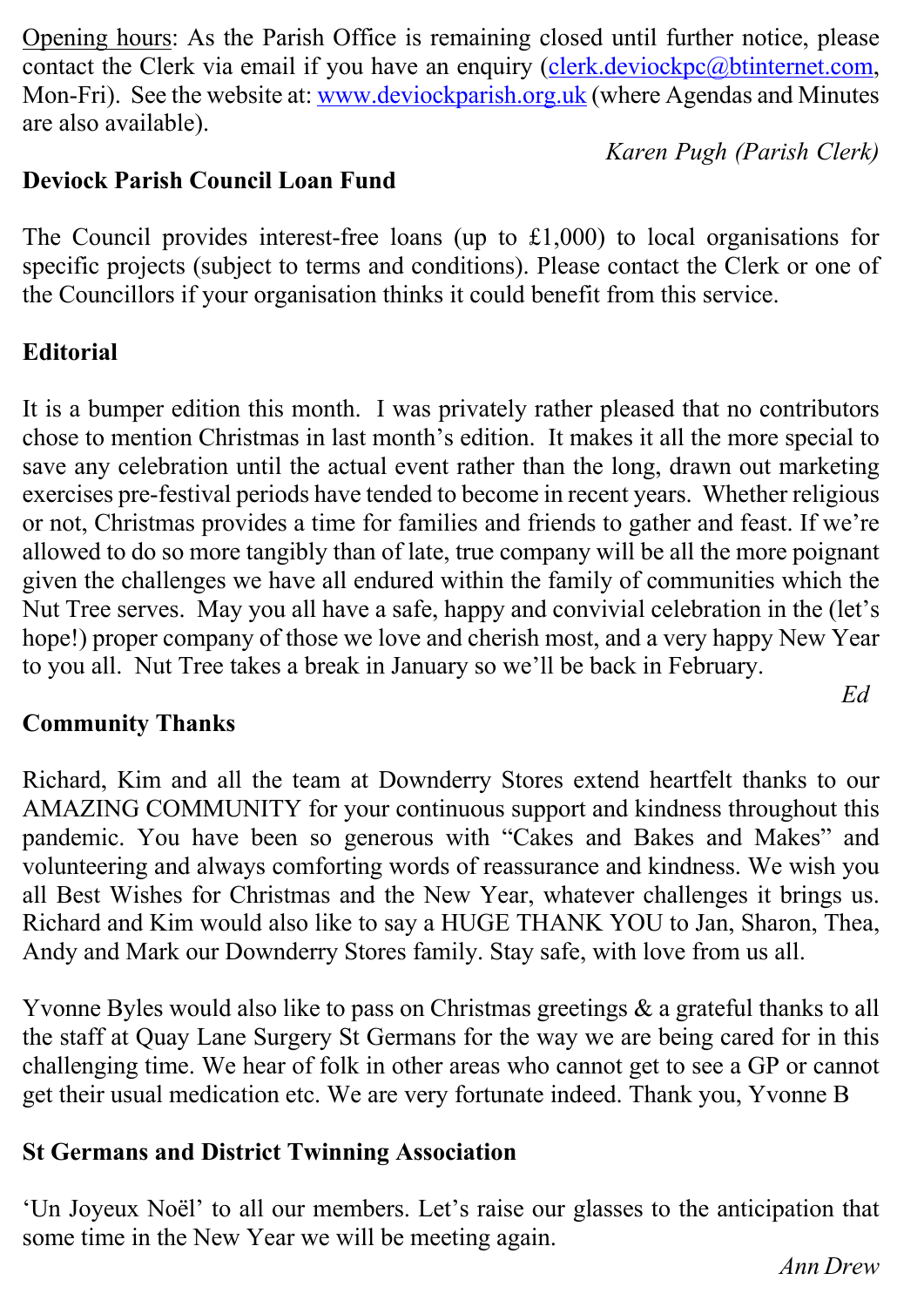Opening hours: As the Parish Office is remaining closed until further notice, please contact the Clerk via email if you have an enquiry (clerk.deviockpc@btinternet.com, Mon-Fri). See the website at: www.deviockparish.org.uk (where Agendas and Minutes are also available).

*Karen Pugh (Parish Clerk)*

**Deviock Parish Council Loan Fund**

The Council provides interest-free loans (up to £1,000) to local organisations for specific projects (subject to terms and conditions). Please contact the Clerk or one of the Councillors if your organisation thinks it could benefit from this service.

**Editorial**

It is a bumper edition this month. I was privately rather pleased that no contributors chose to mention Christmas in last month's edition. It makes it all the more special to save any celebration until the actual event rather than the long, drawn out marketing exercises pre-festival periods have tended to become in recent years. Whether religious or not, Christmas provides a time for families and friends to gather and feast. If we're allowed to do so more tangibly than of late, true company will be all the more poignant given the challenges we have all endured within the family of communities which the Nut Tree serves. May you all have a safe, happy and convivial celebration in the (let's hope!) proper company of those we love and cherish most, and a very happy New Year to you all. Nut Tree takes a break in January so we'll be back in February.

*Ed*

**Community Thanks**

Richard, Kim and all the team at Downderry Stores extend heartfelt thanks to our AMAZING COMMUNITY for your continuous support and kindness throughout this pandemic. You have been so generous with "Cakes and Bakes and Makes" and volunteering and always comforting words of reassurance and kindness. We wish you all Best Wishes for Christmas and the New Year, whatever challenges it brings us. Richard and Kim would also like to say a HUGE THANK YOU to Jan, Sharon, Thea, Andy and Mark our Downderry Stores family. Stay safe, with love from us all.

Yvonne Byles would also like to pass on Christmas greetings & a grateful thanks to all the staff at Quay Lane Surgery St Germans for the way we are being cared for in this challenging time. We hear of folk in other areas who cannot get to see a GP or cannot get their usual medication etc. We are very fortunate indeed. Thank you, Yvonne B

**St Germans and District Twinning Association**

'Un Joyeux Noël' to all our members. Let's raise our glasses to the anticipation that some time in the New Year we will be meeting again.

*Ann Drew*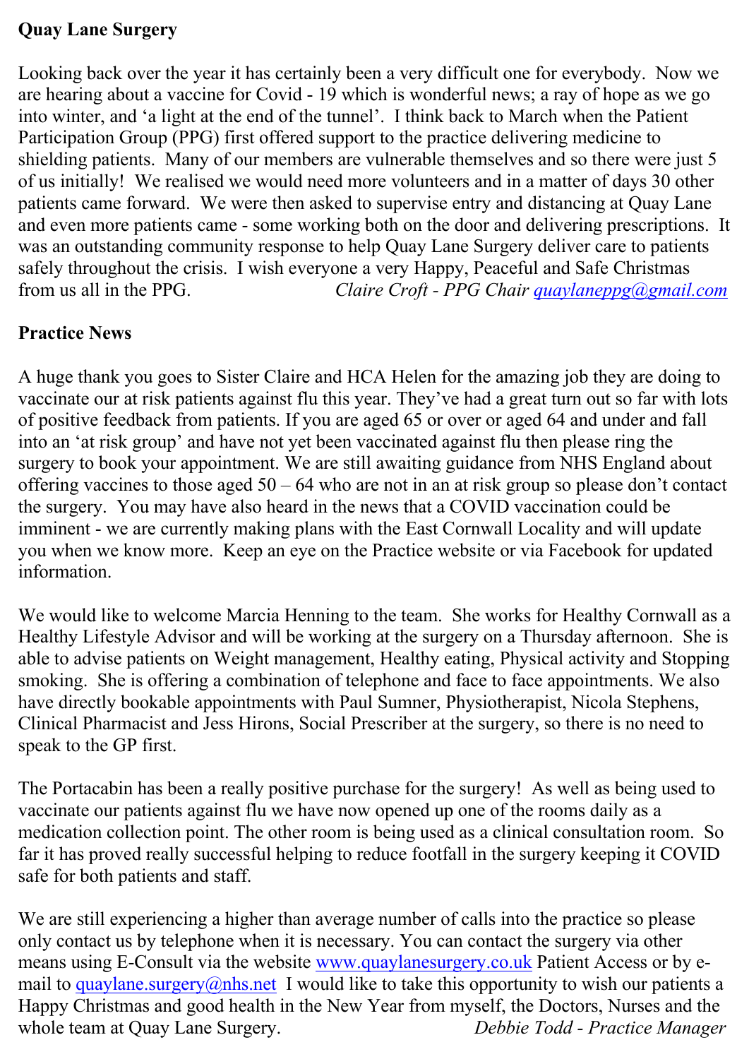**Quay Lane Surgery**

Looking back over the year it has certainly been a very difficult one for everybody. Now we are hearing about a vaccine for Covid - 19 which is wonderful news; a ray of hope as we go into winter, and 'a light at the end of the tunnel'. I think back to March when the Patient Participation Group (PPG) first offered support to the practice delivering medicine to shielding patients. Many of our members are vulnerable themselves and so there were just 5 of us initially! We realised we would need more volunteers and in a matter of days 30 other patients came forward. We were then asked to supervise entry and distancing at Quay Lane and even more patients came - some working both on the door and delivering prescriptions. It was an outstanding community response to help Quay Lane Surgery deliver care to patients safely throughout the crisis. I wish everyone a very Happy, Peaceful and Safe Christmas from us all in the PPG. *Claire Croft - PPG Chair [quaylaneppg@gmail.com](mailto:quaylaneppg@gmail.com)*

**Practice News**

A huge thank you goes to Sister Claire and HCA Helen for the amazing job they are doing to vaccinate our at risk patients against flu this year. They've had a great turn out so far with lots of positive feedback from patients. If you are aged 65 or over or aged 64 and under and fall into an 'at risk group' and have not yet been vaccinated against flu then please ring the surgery to book your appointment. We are still awaiting guidance from NHS England about offering vaccines to those aged 50 – 64 who are not in an at risk group so please don't contact the surgery. You may have also heard in the news that a COVID vaccination could be imminent - we are currently making plans with the East Cornwall Locality and will update you when we know more. Keep an eye on the Practice website or via Facebook for updated information.

We would like to welcome Marcia Henning to the team. She works for Healthy Cornwall as a Healthy Lifestyle Advisor and will be working at the surgery on a Thursday afternoon. She is able to advise patients on Weight management, Healthy eating, Physical activity and Stopping smoking. She is offering a combination of telephone and face to face appointments. We also have directly bookable appointments with Paul Sumner, Physiotherapist, Nicola Stephens, Clinical Pharmacist and Jess Hirons, Social Prescriber at the surgery, so there is no need to speak to the GP first.

The Portacabin has been a really positive purchase for the surgery! As well as being used to vaccinate our patients against flu we have now opened up one of the rooms daily as a medication collection point. The other room is being used as a clinical consultation room. So far it has proved really successful helping to reduce footfall in the surgery keeping it COVID safe for both patients and staff.

We are still experiencing a higher than average number of calls into the practice so please only contact us by telephone when it is necessary. You can contact the surgery via other means using E-Consult via the website [www.quaylanesurgery.co.uk](http://www.quaylanesurgery.co.uk) Patient Access or by e-mail to [quaylane.surgery@nhs.net](mailto:quaylane.surgery@nhs.net) I would like to take this opportunity to wish our patients a Happy Christmas and good health in the New Year from myself, the Doctors, Nurses and the whole team at Quay Lane Surgery. *Debbie Todd - Practice Manager*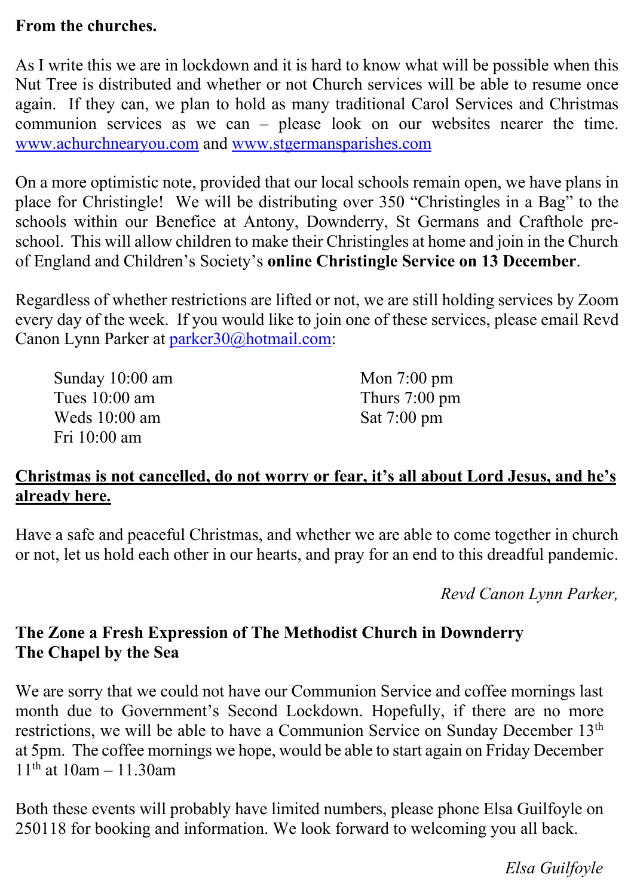**From the churches.**

As I write this we are in lockdown and it is hard to know what will be possible when this Nut Tree is distributed and whether or not Church services will be able to resume once again. If they can, we plan to hold as many traditional Carol Services and Christmas communion services as we can – please look on our websites nearer the time. www.achurchnearyou.com and www.stgermansparishes.com

On a more optimistic note, provided that our local schools remain open, we have plans in place for Christingle! We will be distributing over 350 "Christingles in a Bag" to the schools within our Benefice at Antony, Downderry, St Germans and Crafthole pre-school. This will allow children to make their Christingles at home and join in the Church of England and Children's Society's **online Christingle Service on 13 December**.

Regardless of whether restrictions are lifted or not, we are still holding services by Zoom every day of the week. If you would like to join one of these services, please email Revd Canon Lynn Parker at parker30@hotmail.com:

| | |
|---|---|
| Sunday 10:00 am | Mon 7:00 pm |
| Tues 10:00 am | Thurs 7:00 pm |
| Weds 10:00 am | Sat 7:00 pm |
| Fri 10:00 am | |

**Christmas is not cancelled, do not worry or fear, it's all about Lord Jesus, and he's already here.**

Have a safe and peaceful Christmas, and whether we are able to come together in church or not, let us hold each other in our hearts, and pray for an end to this dreadful pandemic.

*Revd Canon Lynn Parker,*

**The Zone a Fresh Expression of The Methodist Church in Downderry**
**The Chapel by the Sea**

We are sorry that we could not have our Communion Service and coffee mornings last month due to Government's Second Lockdown. Hopefully, if there are no more restrictions, we will be able to have a Communion Service on Sunday December 13th at 5pm. The coffee mornings we hope, would be able to start again on Friday December 11th at 10am – 11.30am

Both these events will probably have limited numbers, please phone Elsa Guilfoyle on 250118 for booking and information. We look forward to welcoming you all back.

*Elsa Guilfoyle*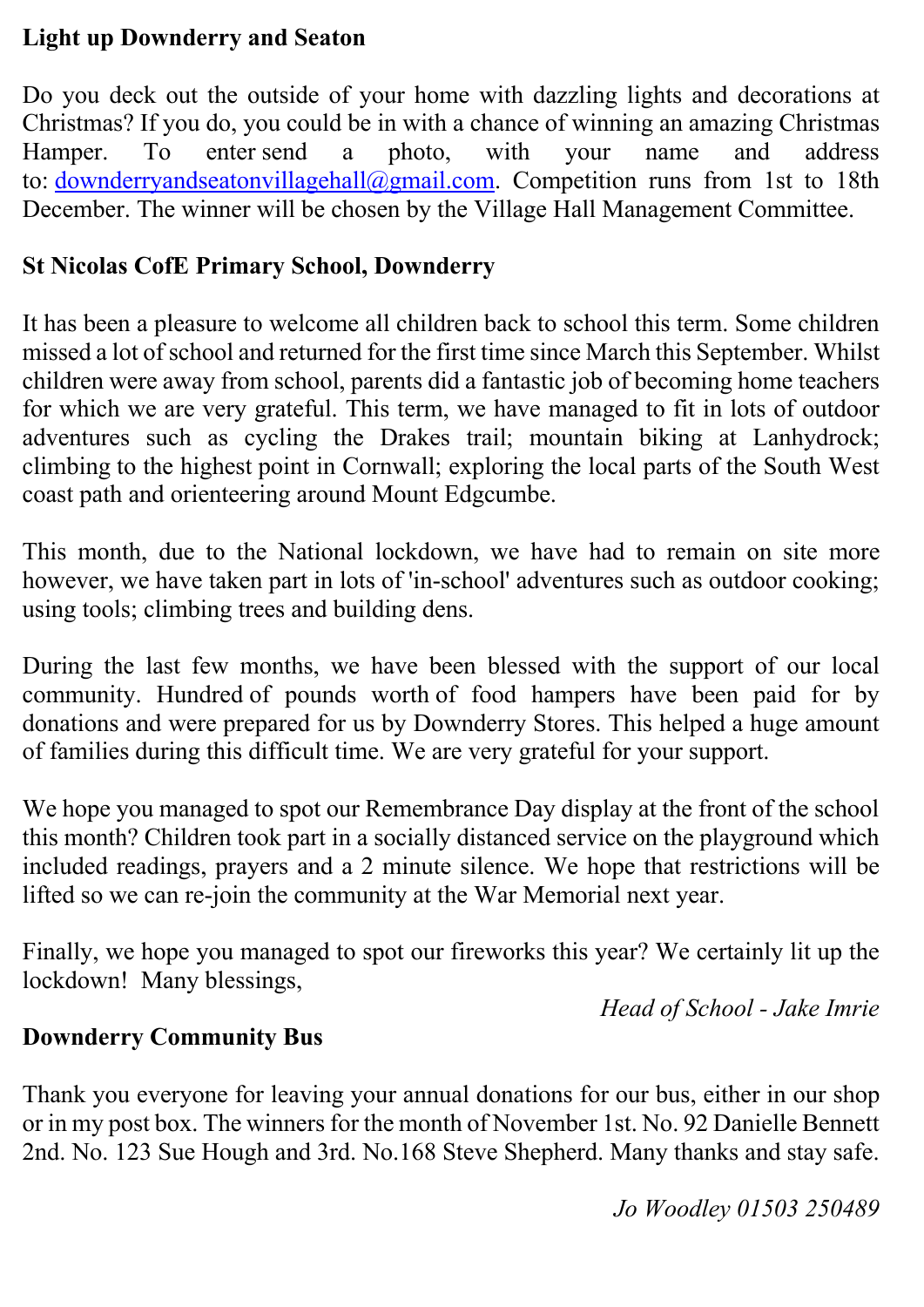**Light up Downderry and Seaton**

Do you deck out the outside of your home with dazzling lights and decorations at Christmas? If you do, you could be in with a chance of winning an amazing Christmas Hamper. To enter send a photo, with your name and address to: downderryandseatonvillagehall@gmail.com. Competition runs from 1st to 18th December. The winner will be chosen by the Village Hall Management Committee.

**St Nicolas CofE Primary School, Downderry**

It has been a pleasure to welcome all children back to school this term. Some children missed a lot of school and returned for the first time since March this September. Whilst children were away from school, parents did a fantastic job of becoming home teachers for which we are very grateful. This term, we have managed to fit in lots of outdoor adventures such as cycling the Drakes trail; mountain biking at Lanhydrock; climbing to the highest point in Cornwall; exploring the local parts of the South West coast path and orienteering around Mount Edgcumbe.

This month, due to the National lockdown, we have had to remain on site more however, we have taken part in lots of 'in-school' adventures such as outdoor cooking; using tools; climbing trees and building dens.

During the last few months, we have been blessed with the support of our local community. Hundred of pounds worth of food hampers have been paid for by donations and were prepared for us by Downderry Stores. This helped a huge amount of families during this difficult time. We are very grateful for your support.

We hope you managed to spot our Remembrance Day display at the front of the school this month? Children took part in a socially distanced service on the playground which included readings, prayers and a 2 minute silence. We hope that restrictions will be lifted so we can re-join the community at the War Memorial next year.

Finally, we hope you managed to spot our fireworks this year? We certainly lit up the lockdown! Many blessings,

*Head of School - Jake Imrie*

**Downderry Community Bus**

Thank you everyone for leaving your annual donations for our bus, either in our shop or in my post box. The winners for the month of November 1st. No. 92 Danielle Bennett 2nd. No. 123 Sue Hough and 3rd. No.168 Steve Shepherd. Many thanks and stay safe.

*Jo Woodley 01503 250489*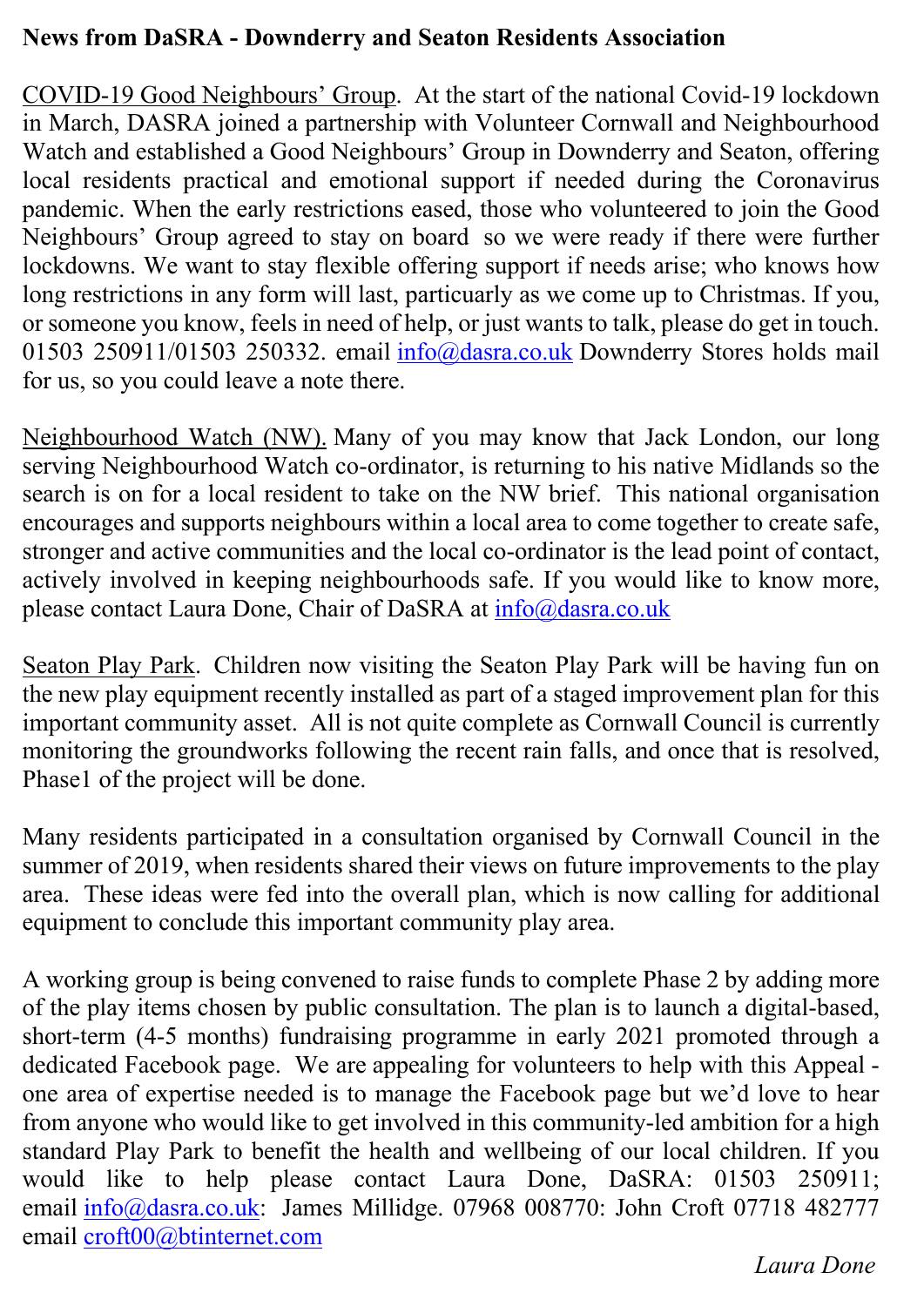**News from DaSRA - Downderry and Seaton Residents Association**

<u>COVID-19 Good Neighbours' Group</u>. At the start of the national Covid-19 lockdown in March, DASRA joined a partnership with Volunteer Cornwall and Neighbourhood Watch and established a Good Neighbours' Group in Downderry and Seaton, offering local residents practical and emotional support if needed during the Coronavirus pandemic. When the early restrictions eased, those who volunteered to join the Good Neighbours' Group agreed to stay on board so we were ready if there were further lockdowns. We want to stay flexible offering support if needs arise; who knows how long restrictions in any form will last, particularly as we come up to Christmas. If you, or someone you know, feels in need of help, or just wants to talk, please do get in touch. 01503 250911/01503 250332. email info@dasra.co.uk Downderry Stores holds mail for us, so you could leave a note there.

<u>Neighbourhood Watch (NW).</u> Many of you may know that Jack London, our long serving Neighbourhood Watch co-ordinator, is returning to his native Midlands so the search is on for a local resident to take on the NW brief. This national organisation encourages and supports neighbours within a local area to come together to create safe, stronger and active communities and the local co-ordinator is the lead point of contact, actively involved in keeping neighbourhoods safe. If you would like to know more, please contact Laura Done, Chair of DaSRA at info@dasra.co.uk

<u>Seaton Play Park</u>. Children now visiting the Seaton Play Park will be having fun on the new play equipment recently installed as part of a staged improvement plan for this important community asset. All is not quite complete as Cornwall Council is currently monitoring the groundworks following the recent rain falls, and once that is resolved, Phase1 of the project will be done.

Many residents participated in a consultation organised by Cornwall Council in the summer of 2019, when residents shared their views on future improvements to the play area. These ideas were fed into the overall plan, which is now calling for additional equipment to conclude this important community play area.

A working group is being convened to raise funds to complete Phase 2 by adding more of the play items chosen by public consultation. The plan is to launch a digital-based, short-term (4-5 months) fundraising programme in early 2021 promoted through a dedicated Facebook page. We are appealing for volunteers to help with this Appeal - one area of expertise needed is to manage the Facebook page but we'd love to hear from anyone who would like to get involved in this community-led ambition for a high standard Play Park to benefit the health and wellbeing of our local children. If you would like to help please contact Laura Done, DaSRA: 01503 250911; email info@dasra.co.uk: James Millidge. 07968 008770: John Croft 07718 482777 email croft00@btinternet.com

*Laura Done*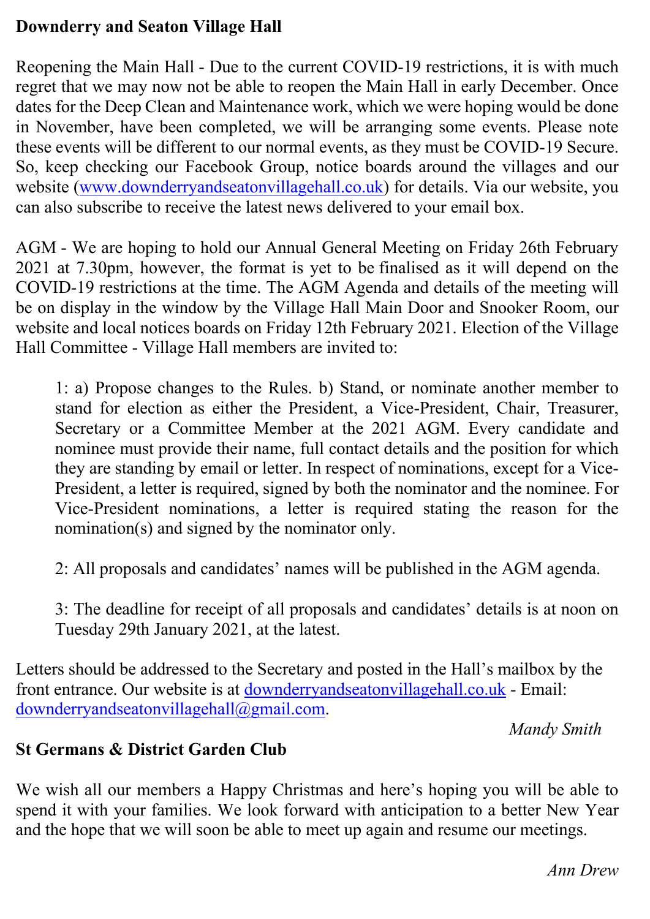**Downderry and Seaton Village Hall**

Reopening the Main Hall - Due to the current COVID-19 restrictions, it is with much regret that we may now not be able to reopen the Main Hall in early December. Once dates for the Deep Clean and Maintenance work, which we were hoping would be done in November, have been completed, we will be arranging some events. Please note these events will be different to our normal events, as they must be COVID-19 Secure. So, keep checking our Facebook Group, notice boards around the villages and our website (www.downderryandseatonvillagehall.co.uk) for details. Via our website, you can also subscribe to receive the latest news delivered to your email box.

AGM - We are hoping to hold our Annual General Meeting on Friday 26th February 2021 at 7.30pm, however, the format is yet to be finalised as it will depend on the COVID-19 restrictions at the time. The AGM Agenda and details of the meeting will be on display in the window by the Village Hall Main Door and Snooker Room, our website and local notices boards on Friday 12th February 2021. Election of the Village Hall Committee - Village Hall members are invited to:

> 1: a) Propose changes to the Rules. b) Stand, or nominate another member to stand for election as either the President, a Vice-President, Chair, Treasurer, Secretary or a Committee Member at the 2021 AGM. Every candidate and nominee must provide their name, full contact details and the position for which they are standing by email or letter. In respect of nominations, except for a Vice-President, a letter is required, signed by both the nominator and the nominee. For Vice-President nominations, a letter is required stating the reason for the nomination(s) and signed by the nominator only.
>
> 2: All proposals and candidates' names will be published in the AGM agenda.
>
> 3: The deadline for receipt of all proposals and candidates' details is at noon on Tuesday 29th January 2021, at the latest.

Letters should be addressed to the Secretary and posted in the Hall's mailbox by the front entrance. Our website is at downderryandseatonvillagehall.co.uk - Email: downderryandseatonvillagehall@gmail.com.

*Mandy Smith*

**St Germans & District Garden Club**

We wish all our members a Happy Christmas and here's hoping you will be able to spend it with your families. We look forward with anticipation to a better New Year and the hope that we will soon be able to meet up again and resume our meetings.

*Ann Drew*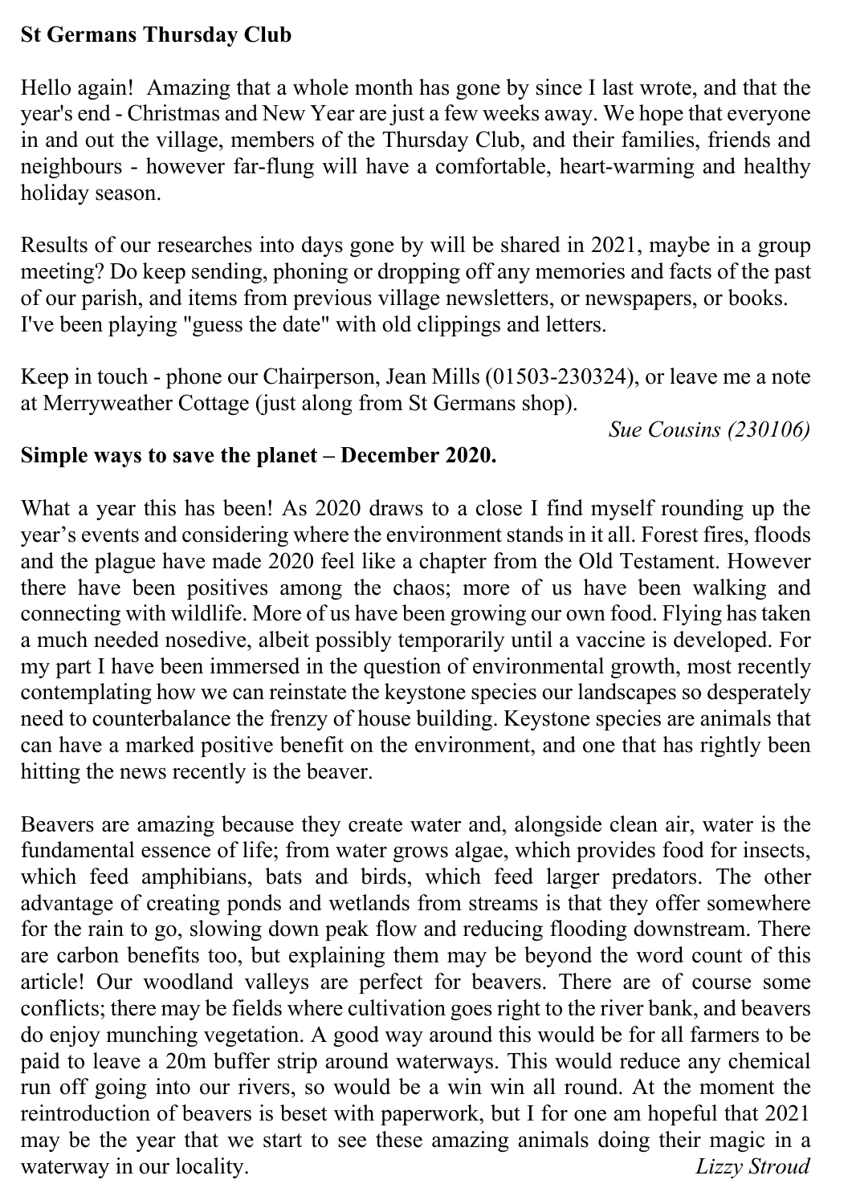**St Germans Thursday Club**

Hello again! Amazing that a whole month has gone by since I last wrote, and that the year's end - Christmas and New Year are just a few weeks away. We hope that everyone in and out the village, members of the Thursday Club, and their families, friends and neighbours - however far-flung will have a comfortable, heart-warming and healthy holiday season.

Results of our researches into days gone by will be shared in 2021, maybe in a group meeting? Do keep sending, phoning or dropping off any memories and facts of the past of our parish, and items from previous village newsletters, or newspapers, or books. I've been playing "guess the date" with old clippings and letters.

Keep in touch - phone our Chairperson, Jean Mills (01503-230324), or leave me a note at Merryweather Cottage (just along from St Germans shop).

*Sue Cousins (230106)*

**Simple ways to save the planet – December 2020.**

What a year this has been! As 2020 draws to a close I find myself rounding up the year's events and considering where the environment stands in it all. Forest fires, floods and the plague have made 2020 feel like a chapter from the Old Testament. However there have been positives among the chaos; more of us have been walking and connecting with wildlife. More of us have been growing our own food. Flying has taken a much needed nosedive, albeit possibly temporarily until a vaccine is developed. For my part I have been immersed in the question of environmental growth, most recently contemplating how we can reinstate the keystone species our landscapes so desperately need to counterbalance the frenzy of house building. Keystone species are animals that can have a marked positive benefit on the environment, and one that has rightly been hitting the news recently is the beaver.

Beavers are amazing because they create water and, alongside clean air, water is the fundamental essence of life; from water grows algae, which provides food for insects, which feed amphibians, bats and birds, which feed larger predators. The other advantage of creating ponds and wetlands from streams is that they offer somewhere for the rain to go, slowing down peak flow and reducing flooding downstream. There are carbon benefits too, but explaining them may be beyond the word count of this article! Our woodland valleys are perfect for beavers. There are of course some conflicts; there may be fields where cultivation goes right to the river bank, and beavers do enjoy munching vegetation. A good way around this would be for all farmers to be paid to leave a 20m buffer strip around waterways. This would reduce any chemical run off going into our rivers, so would be a win win all round. At the moment the reintroduction of beavers is beset with paperwork, but I for one am hopeful that 2021 may be the year that we start to see these amazing animals doing their magic in a waterway in our locality.

*Lizzy Stroud*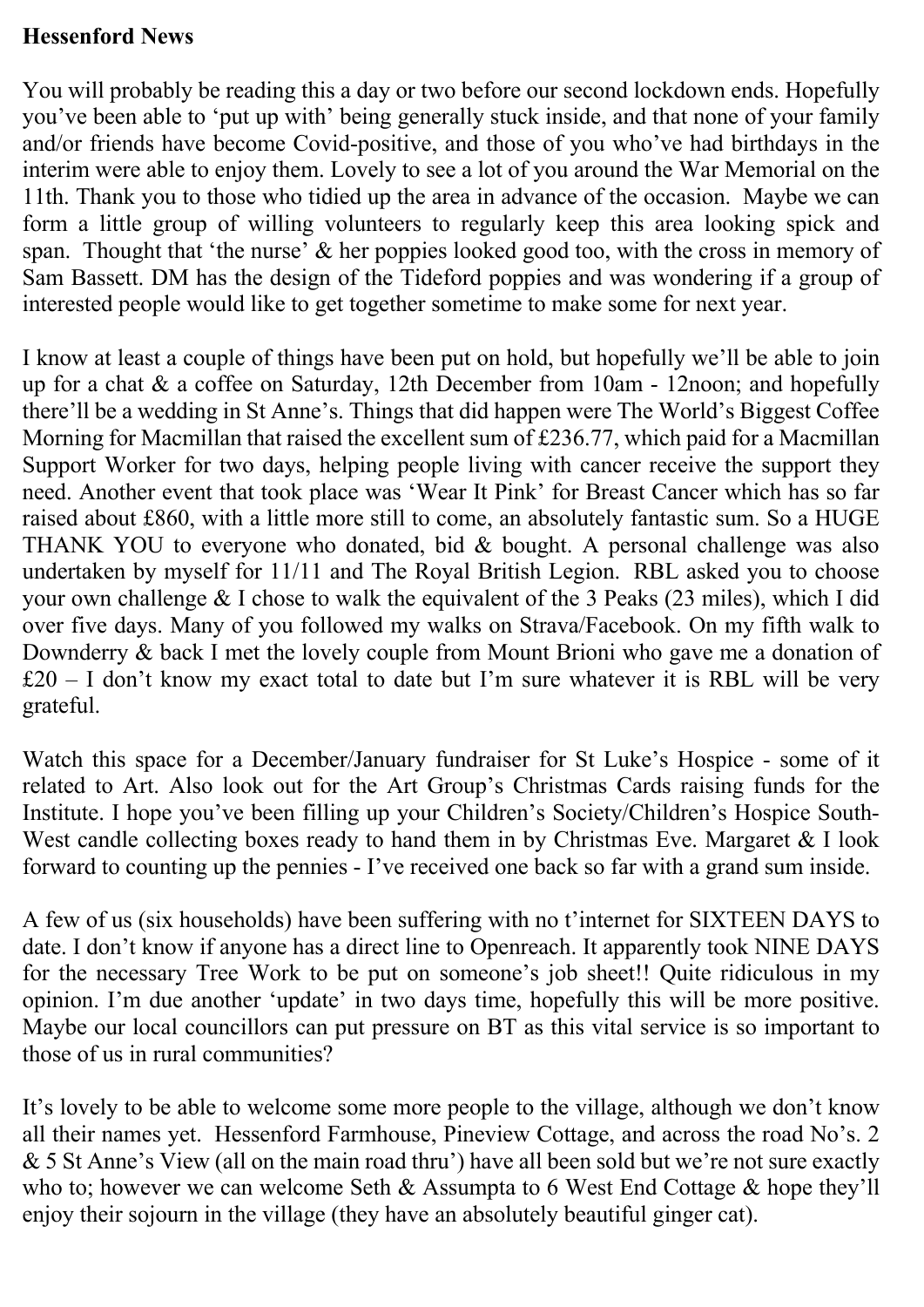**Hessenford News**

You will probably be reading this a day or two before our second lockdown ends. Hopefully you've been able to 'put up with' being generally stuck inside, and that none of your family and/or friends have become Covid-positive, and those of you who've had birthdays in the interim were able to enjoy them. Lovely to see a lot of you around the War Memorial on the 11th. Thank you to those who tidied up the area in advance of the occasion. Maybe we can form a little group of willing volunteers to regularly keep this area looking spick and span. Thought that 'the nurse' & her poppies looked good too, with the cross in memory of Sam Bassett. DM has the design of the Tideford poppies and was wondering if a group of interested people would like to get together sometime to make some for next year.

I know at least a couple of things have been put on hold, but hopefully we'll be able to join up for a chat & a coffee on Saturday, 12th December from 10am - 12noon; and hopefully there'll be a wedding in St Anne's. Things that did happen were The World's Biggest Coffee Morning for Macmillan that raised the excellent sum of £236.77, which paid for a Macmillan Support Worker for two days, helping people living with cancer receive the support they need. Another event that took place was 'Wear It Pink' for Breast Cancer which has so far raised about £860, with a little more still to come, an absolutely fantastic sum. So a HUGE THANK YOU to everyone who donated, bid & bought. A personal challenge was also undertaken by myself for 11/11 and The Royal British Legion. RBL asked you to choose your own challenge & I chose to walk the equivalent of the 3 Peaks (23 miles), which I did over five days. Many of you followed my walks on Strava/Facebook. On my fifth walk to Downderry & back I met the lovely couple from Mount Brioni who gave me a donation of £20 – I don't know my exact total to date but I'm sure whatever it is RBL will be very grateful.

Watch this space for a December/January fundraiser for St Luke's Hospice - some of it related to Art. Also look out for the Art Group's Christmas Cards raising funds for the Institute. I hope you've been filling up your Children's Society/Children's Hospice South-West candle collecting boxes ready to hand them in by Christmas Eve. Margaret & I look forward to counting up the pennies - I've received one back so far with a grand sum inside.

A few of us (six households) have been suffering with no t'internet for SIXTEEN DAYS to date. I don't know if anyone has a direct line to Openreach. It apparently took NINE DAYS for the necessary Tree Work to be put on someone's job sheet!! Quite ridiculous in my opinion. I'm due another 'update' in two days time, hopefully this will be more positive. Maybe our local councillors can put pressure on BT as this vital service is so important to those of us in rural communities?

It's lovely to be able to welcome some more people to the village, although we don't know all their names yet. Hessenford Farmhouse, Pineview Cottage, and across the road No's. 2 & 5 St Anne's View (all on the main road thru') have all been sold but we're not sure exactly who to; however we can welcome Seth & Assumpta to 6 West End Cottage & hope they'll enjoy their sojourn in the village (they have an absolutely beautiful ginger cat).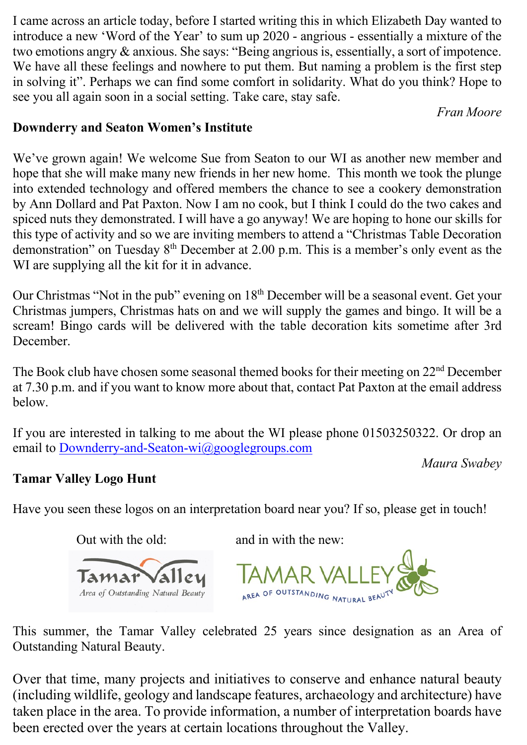I came across an article today, before I started writing this in which Elizabeth Day wanted to introduce a new 'Word of the Year' to sum up 2020 - angrious - essentially a mixture of the two emotions angry & anxious. She says: "Being angrious is, essentially, a sort of impotence. We have all these feelings and nowhere to put them. But naming a problem is the first step in solving it". Perhaps we can find some comfort in solidarity. What do you think? Hope to see you all again soon in a social setting. Take care, stay safe.

*Fran Moore*

**Downderry and Seaton Women's Institute**

We've grown again! We welcome Sue from Seaton to our WI as another new member and hope that she will make many new friends in her new home. This month we took the plunge into extended technology and offered members the chance to see a cookery demonstration by Ann Dollard and Pat Paxton. Now I am no cook, but I think I could do the two cakes and spiced nuts they demonstrated. I will have a go anyway! We are hoping to hone our skills for this type of activity and so we are inviting members to attend a "Christmas Table Decoration demonstration" on Tuesday 8th December at 2.00 p.m. This is a member's only event as the WI are supplying all the kit for it in advance.

Our Christmas "Not in the pub" evening on 18th December will be a seasonal event. Get your Christmas jumpers, Christmas hats on and we will supply the games and bingo. It will be a scream! Bingo cards will be delivered with the table decoration kits sometime after 3rd December.

The Book club have chosen some seasonal themed books for their meeting on 22nd December at 7.30 p.m. and if you want to know more about that, contact Pat Paxton at the email address below.

If you are interested in talking to me about the WI please phone 01503250322. Or drop an email to Downderry-and-Seaton-wi@googlegroups.com

*Maura Swabey*

**Tamar Valley Logo Hunt**

Have you seen these logos on an interpretation board near you? If so, please get in touch!

Out with the old: Tamar Valley *Area of Outstanding Natural Beauty*

and in with the new: TAMAR VALLEY AREA OF OUTSTANDING NATURAL BEAUTY

This summer, the Tamar Valley celebrated 25 years since designation as an Area of Outstanding Natural Beauty.

Over that time, many projects and initiatives to conserve and enhance natural beauty (including wildlife, geology and landscape features, archaeology and architecture) have taken place in the area. To provide information, a number of interpretation boards have been erected over the years at certain locations throughout the Valley.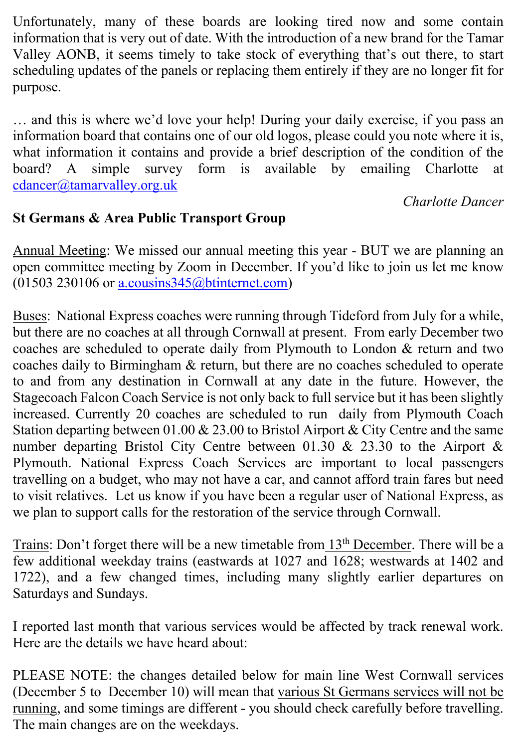Unfortunately, many of these boards are looking tired now and some contain information that is very out of date. With the introduction of a new brand for the Tamar Valley AONB, it seems timely to take stock of everything that's out there, to start scheduling updates of the panels or replacing them entirely if they are no longer fit for purpose.

… and this is where we'd love your help! During your daily exercise, if you pass an information board that contains one of our old logos, please could you note where it is, what information it contains and provide a brief description of the condition of the board? A simple survey form is available by emailing Charlotte at cdancer@tamarvalley.org.uk

*Charlotte Dancer*

**St Germans & Area Public Transport Group**

Annual Meeting: We missed our annual meeting this year - BUT we are planning an open committee meeting by Zoom in December. If you'd like to join us let me know (01503 230106 or a.cousins345@btinternet.com)

Buses: National Express coaches were running through Tideford from July for a while, but there are no coaches at all through Cornwall at present. From early December two coaches are scheduled to operate daily from Plymouth to London & return and two coaches daily to Birmingham & return, but there are no coaches scheduled to operate to and from any destination in Cornwall at any date in the future. However, the Stagecoach Falcon Coach Service is not only back to full service but it has been slightly increased. Currently 20 coaches are scheduled to run daily from Plymouth Coach Station departing between 01.00 & 23.00 to Bristol Airport & City Centre and the same number departing Bristol City Centre between 01.30 & 23.30 to the Airport & Plymouth. National Express Coach Services are important to local passengers travelling on a budget, who may not have a car, and cannot afford train fares but need to visit relatives. Let us know if you have been a regular user of National Express, as we plan to support calls for the restoration of the service through Cornwall.

Trains: Don't forget there will be a new timetable from 13th December. There will be a few additional weekday trains (eastwards at 1027 and 1628; westwards at 1402 and 1722), and a few changed times, including many slightly earlier departures on Saturdays and Sundays.

I reported last month that various services would be affected by track renewal work. Here are the details we have heard about:

PLEASE NOTE: the changes detailed below for main line West Cornwall services (December 5 to December 10) will mean that various St Germans services will not be running, and some timings are different - you should check carefully before travelling. The main changes are on the weekdays.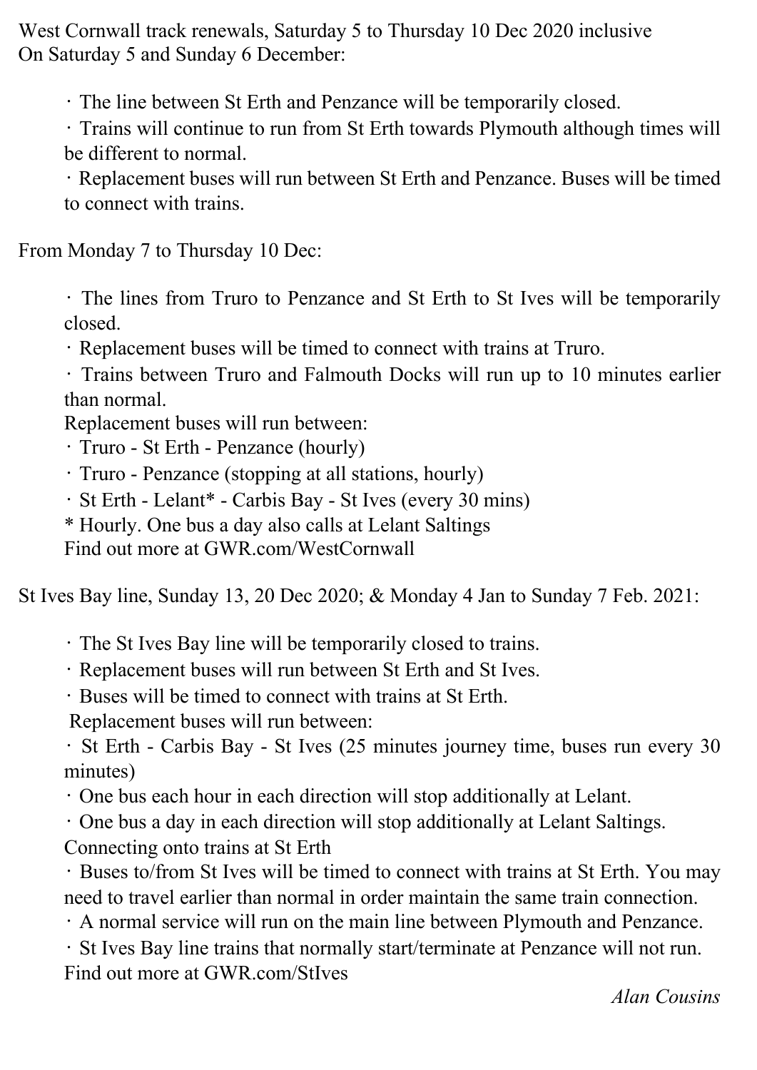West Cornwall track renewals, Saturday 5 to Thursday 10 Dec 2020 inclusive
On Saturday 5 and Sunday 6 December:

- The line between St Erth and Penzance will be temporarily closed.
- Trains will continue to run from St Erth towards Plymouth although times will be different to normal.
- Replacement buses will run between St Erth and Penzance. Buses will be timed to connect with trains.

From Monday 7 to Thursday 10 Dec:

- The lines from Truro to Penzance and St Erth to St Ives will be temporarily closed.
- Replacement buses will be timed to connect with trains at Truro.
- Trains between Truro and Falmouth Docks will run up to 10 minutes earlier than normal.

Replacement buses will run between:

- Truro - St Erth - Penzance (hourly)
- Truro - Penzance (stopping at all stations, hourly)
- St Erth - Lelant* - Carbis Bay - St Ives (every 30 mins)

\* Hourly. One bus a day also calls at Lelant Saltings
Find out more at GWR.com/WestCornwall

St Ives Bay line, Sunday 13, 20 Dec 2020; & Monday 4 Jan to Sunday 7 Feb. 2021:

- The St Ives Bay line will be temporarily closed to trains.
- Replacement buses will run between St Erth and St Ives.
- Buses will be timed to connect with trains at St Erth.

Replacement buses will run between:

- St Erth - Carbis Bay - St Ives (25 minutes journey time, buses run every 30 minutes)
- One bus each hour in each direction will stop additionally at Lelant.
- One bus a day in each direction will stop additionally at Lelant Saltings.

Connecting onto trains at St Erth

- Buses to/from St Ives will be timed to connect with trains at St Erth. You may need to travel earlier than normal in order maintain the same train connection.
- A normal service will run on the main line between Plymouth and Penzance.
- St Ives Bay line trains that normally start/terminate at Penzance will not run.

Find out more at GWR.com/StIves

*Alan Cousins*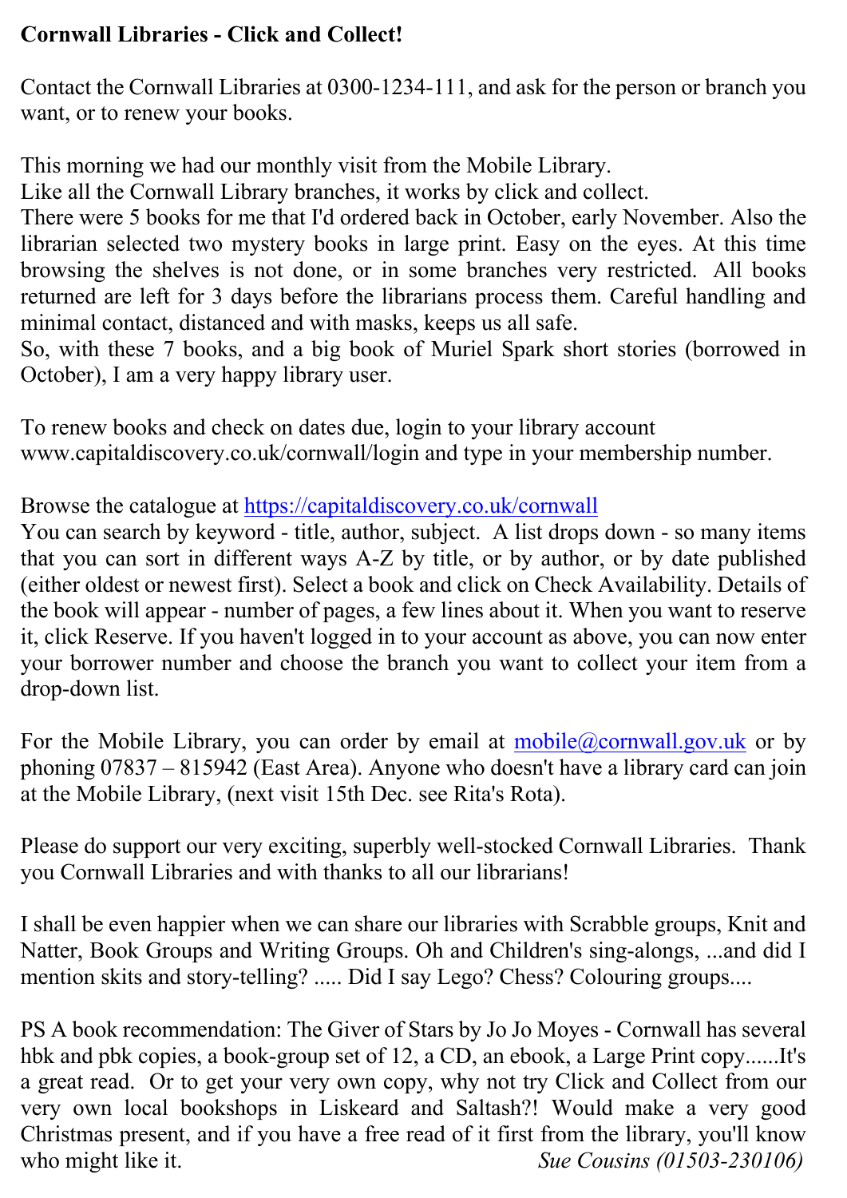**Cornwall Libraries - Click and Collect!**

Contact the Cornwall Libraries at 0300-1234-111, and ask for the person or branch you want, or to renew your books.

This morning we had our monthly visit from the Mobile Library.
Like all the Cornwall Library branches, it works by click and collect.
There were 5 books for me that I'd ordered back in October, early November. Also the librarian selected two mystery books in large print. Easy on the eyes. At this time browsing the shelves is not done, or in some branches very restricted. All books returned are left for 3 days before the librarians process them. Careful handling and minimal contact, distanced and with masks, keeps us all safe.
So, with these 7 books, and a big book of Muriel Spark short stories (borrowed in October), I am a very happy library user.

To renew books and check on dates due, login to your library account www.capitaldiscovery.co.uk/cornwall/login and type in your membership number.

Browse the catalogue at https://capitaldiscovery.co.uk/cornwall
You can search by keyword - title, author, subject. A list drops down - so many items that you can sort in different ways A-Z by title, or by author, or by date published (either oldest or newest first). Select a book and click on Check Availability. Details of the book will appear - number of pages, a few lines about it. When you want to reserve it, click Reserve. If you haven't logged in to your account as above, you can now enter your borrower number and choose the branch you want to collect your item from a drop-down list.

For the Mobile Library, you can order by email at mobile@cornwall.gov.uk or by phoning 07837 – 815942 (East Area). Anyone who doesn't have a library card can join at the Mobile Library, (next visit 15th Dec. see Rita's Rota).

Please do support our very exciting, superbly well-stocked Cornwall Libraries. Thank you Cornwall Libraries and with thanks to all our librarians!

I shall be even happier when we can share our libraries with Scrabble groups, Knit and Natter, Book Groups and Writing Groups. Oh and Children's sing-alongs, ...and did I mention skits and story-telling? ..... Did I say Lego? Chess? Colouring groups....

PS A book recommendation: The Giver of Stars by Jo Jo Moyes - Cornwall has several hbk and pbk copies, a book-group set of 12, a CD, an ebook, a Large Print copy......It's a great read. Or to get your very own copy, why not try Click and Collect from our very own local bookshops in Liskeard and Saltash?! Would make a very good Christmas present, and if you have a free read of it first from the library, you'll know who might like it.

*Sue Cousins (01503-230106)*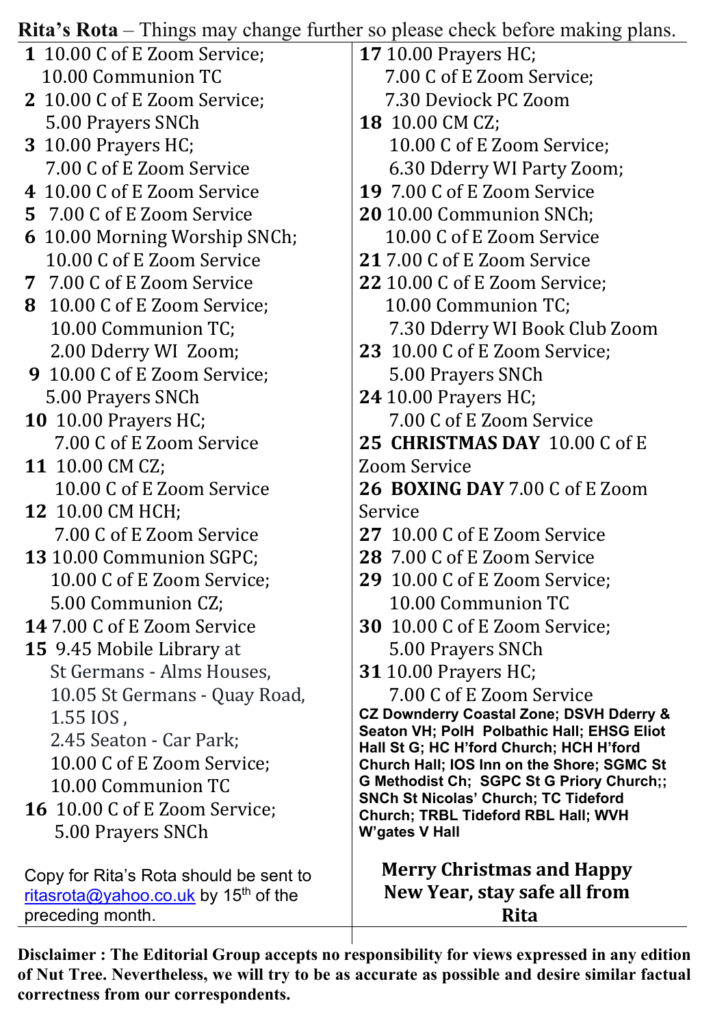**Rita's Rota** – Things may change further so please check before making plans.

**1** 10.00 C of E Zoom Service;
10.00 Communion TC

**2** 10.00 C of E Zoom Service;
5.00 Prayers SNCh

**3** 10.00 Prayers HC;
7.00 C of E Zoom Service

**4** 10.00 C of E Zoom Service

**5** 7.00 C of E Zoom Service

**6** 10.00 Morning Worship SNCh;
10.00 C of E Zoom Service

**7** 7.00 C of E Zoom Service

**8** 10.00 C of E Zoom Service;
10.00 Communion TC;
2.00 Dderry WI Zoom;

**9** 10.00 C of E Zoom Service;
5.00 Prayers SNCh

**10** 10.00 Prayers HC;
7.00 C of E Zoom Service

**11** 10.00 CM CZ;
10.00 C of E Zoom Service

**12** 10.00 CM HCH;
7.00 C of E Zoom Service

**13** 10.00 Communion SGPC;
10.00 C of E Zoom Service;
5.00 Communion CZ;

**14** 7.00 C of E Zoom Service

**15** 9.45 Mobile Library at
St Germans - Alms Houses,
10.05 St Germans - Quay Road,
1.55 IOS ,
2.45 Seaton - Car Park;
10.00 C of E Zoom Service;
10.00 Communion TC

**16** 10.00 C of E Zoom Service;
5.00 Prayers SNCh

Copy for Rita's Rota should be sent to ritasrota@yahoo.co.uk by 15th of the preceding month.

**17** 10.00 Prayers HC;
7.00 C of E Zoom Service;
7.30 Deviock PC Zoom

**18** 10.00 CM CZ;
10.00 C of E Zoom Service;
6.30 Dderry WI Party Zoom;

**19** 7.00 C of E Zoom Service

**20** 10.00 Communion SNCh;
10.00 C of E Zoom Service

**21** 7.00 C of E Zoom Service

**22** 10.00 C of E Zoom Service;
10.00 Communion TC;
7.30 Dderry WI Book Club Zoom

**23** 10.00 C of E Zoom Service;
5.00 Prayers SNCh

**24** 10.00 Prayers HC;
7.00 C of E Zoom Service

**25 CHRISTMAS DAY** 10.00 C of E Zoom Service

**26 BOXING DAY** 7.00 C of E Zoom Service

**27** 10.00 C of E Zoom Service

**28** 7.00 C of E Zoom Service

**29** 10.00 C of E Zoom Service;
10.00 Communion TC

**30** 10.00 C of E Zoom Service;
5.00 Prayers SNCh

**31** 10.00 Prayers HC;
7.00 C of E Zoom Service

**CZ Downderry Coastal Zone; DSVH Dderry & Seaton VH; PolH Polbathic Hall; EHSG Eliot Hall St G; HC H'ford Church; HCH H'ford Church Hall; IOS Inn on the Shore; SGMC St G Methodist Ch; SGPC St G Priory Church;; SNCh St Nicolas' Church; TC Tideford Church; TRBL Tideford RBL Hall; WVH W'gates V Hall**

**Merry Christmas and Happy New Year, stay safe all from Rita**

**Disclaimer : The Editorial Group accepts no responsibility for views expressed in any edition of Nut Tree. Nevertheless, we will try to be as accurate as possible and desire similar factual correctness from our correspondents.**